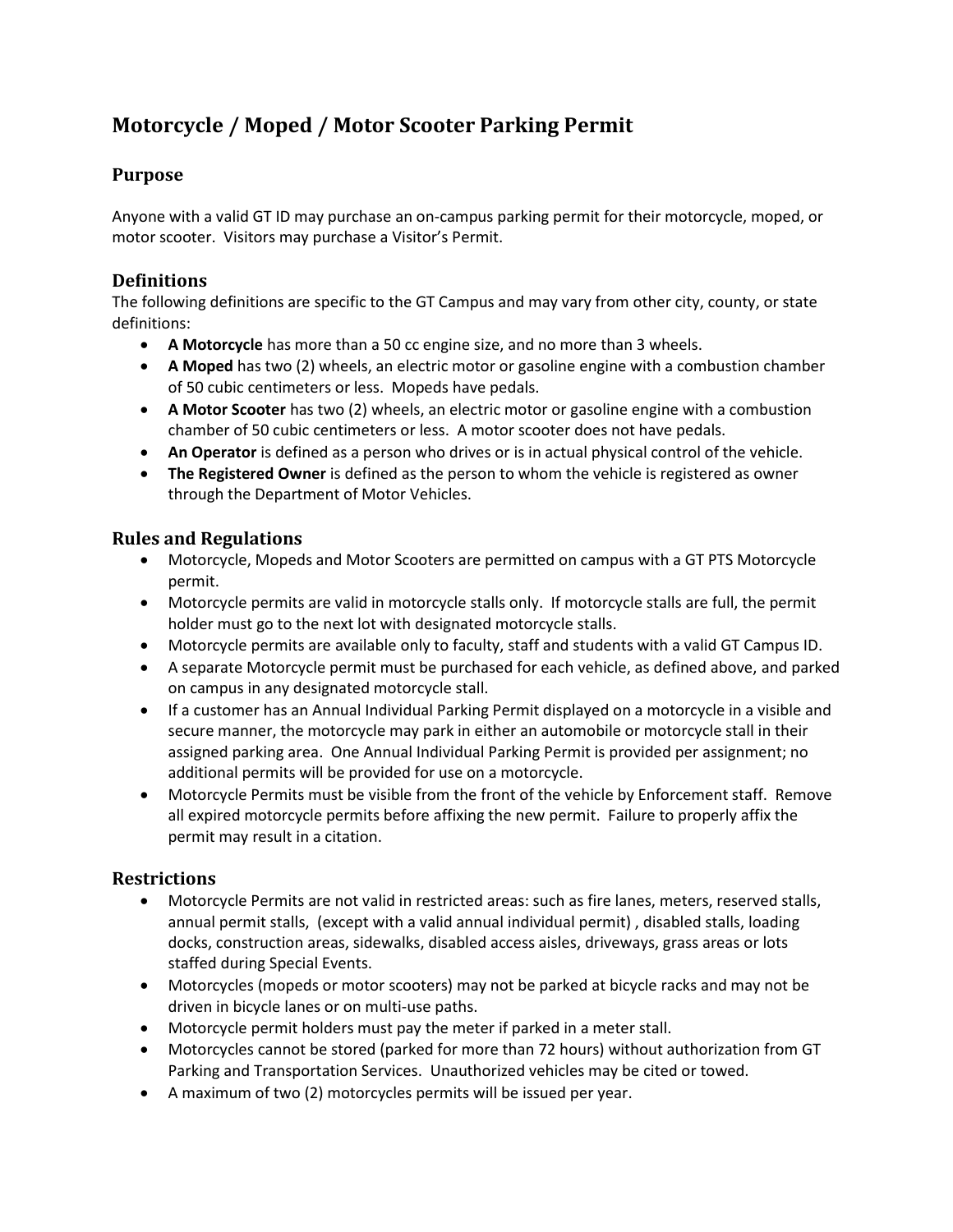# Motorcycle / Moped / Motor Scooter Parking Permit

## Purpose

Anyone with a valid GT ID may purchase an on-campus parking permit for their motorcycle, moped, or motor scooter. Visitors may purchase a Visitor's Permit.

## Definitions

The following definitions are specific to the GT Campus and may vary from other city, county, or state definitions:

- **A Motorcycle** has more than a 50 cc engine size, and no more than 3 wheels.
- **A Moped** has two (2) wheels, an electric motor or gasoline engine with a combustion chamber of 50 cubic centimeters or less. Mopeds have pedals.
- **A Motor Scooter** has two (2) wheels, an electric motor or gasoline engine with a combustion chamber of 50 cubic centimeters or less. A motor scooter does not have pedals.
- **An Operator** is defined as a person who drives or is in actual physical control of the vehicle.
- **The Registered Owner** is defined as the person to whom the vehicle is registered as owner through the Department of Motor Vehicles.

## Rules and Regulations

- Motorcycle, Mopeds and Motor Scooters are permitted on campus with a GT PTS Motorcycle permit.
- Motorcycle permits are valid in motorcycle stalls only. If motorcycle stalls are full, the permit holder must go to the next lot with designated motorcycle stalls.
- Motorcycle permits are available only to faculty, staff and students with a valid GT Campus ID.
- A separate Motorcycle permit must be purchased for each vehicle, as defined above, and parked on campus in any designated motorcycle stall.
- If a customer has an Annual Individual Parking Permit displayed on a motorcycle in a visible and secure manner, the motorcycle may park in either an automobile or motorcycle stall in their assigned parking area. One Annual Individual Parking Permit is provided per assignment; no additional permits will be provided for use on a motorcycle.
- Motorcycle Permits must be visible from the front of the vehicle by Enforcement staff. Remove all expired motorcycle permits before affixing the new permit. Failure to properly affix the permit may result in a citation.

## Restrictions

- Motorcycle Permits are not valid in restricted areas: such as fire lanes, meters, reserved stalls, annual permit stalls, (except with a valid annual individual permit) , disabled stalls, loading docks, construction areas, sidewalks, disabled access aisles, driveways, grass areas or lots staffed during Special Events.
- Motorcycles (mopeds or motor scooters) may not be parked at bicycle racks and may not be driven in bicycle lanes or on multi-use paths.
- Motorcycle permit holders must pay the meter if parked in a meter stall.
- Motorcycles cannot be stored (parked for more than 72 hours) without authorization from GT Parking and Transportation Services. Unauthorized vehicles may be cited or towed.
- A maximum of two (2) motorcycles permits will be issued per year.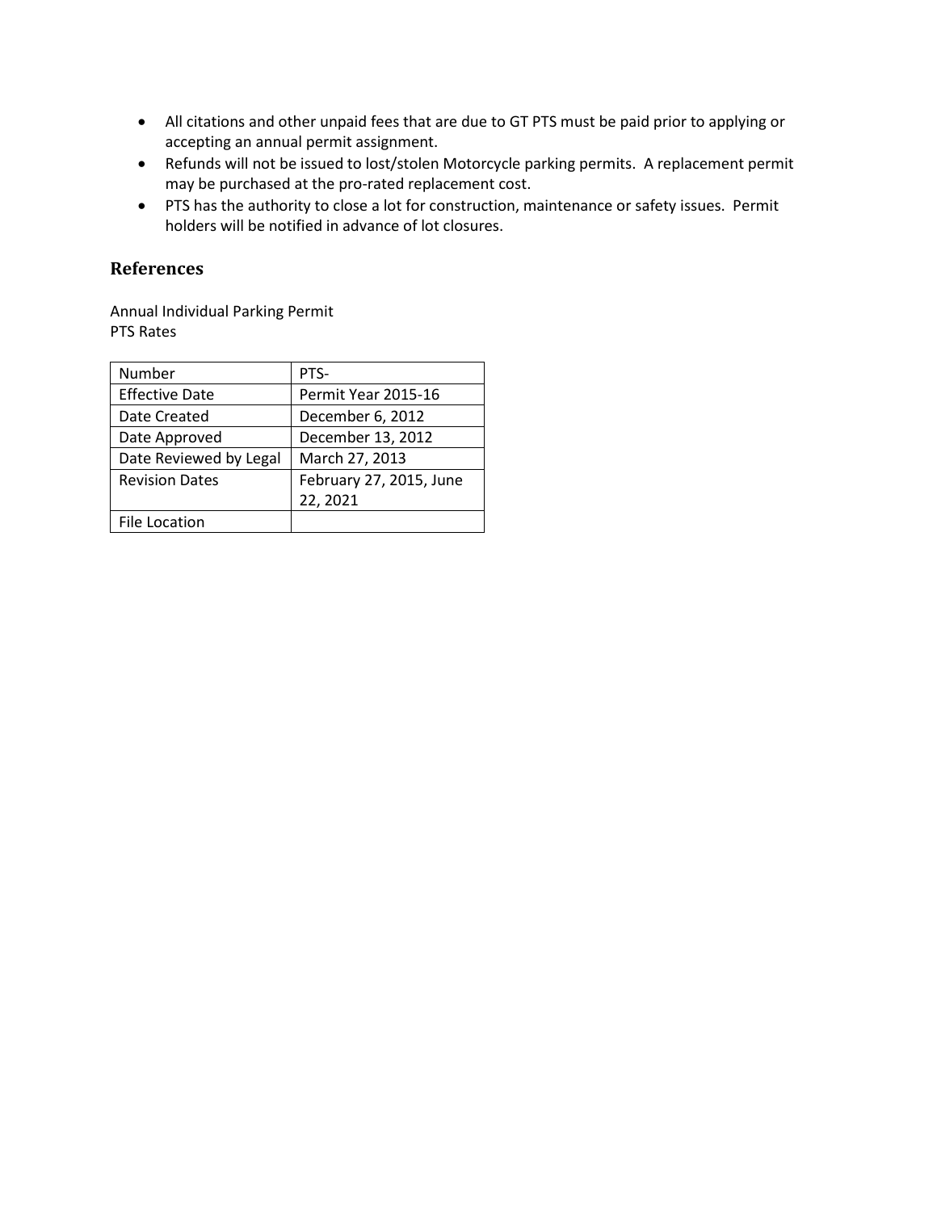- All citations and other unpaid fees that are due to GT PTS must be paid prior to applying or accepting an annual permit assignment.
- Refunds will not be issued to lost/stolen Motorcycle parking permits. A replacement permit may be purchased at the pro-rated replacement cost.
- PTS has the authority to close a lot for construction, maintenance or safety issues. Permit holders will be notified in advance of lot closures.

## References

Annual Individual Parking Permit
PTS Rates

| | |
|---|---|
| Number | PTS- |
| Effective Date | Permit Year 2015-16 |
| Date Created | December 6, 2012 |
| Date Approved | December 13, 2012 |
| Date Reviewed by Legal | March 27, 2013 |
| Revision Dates | February 27, 2015, June 22, 2021 |
| File Location | |